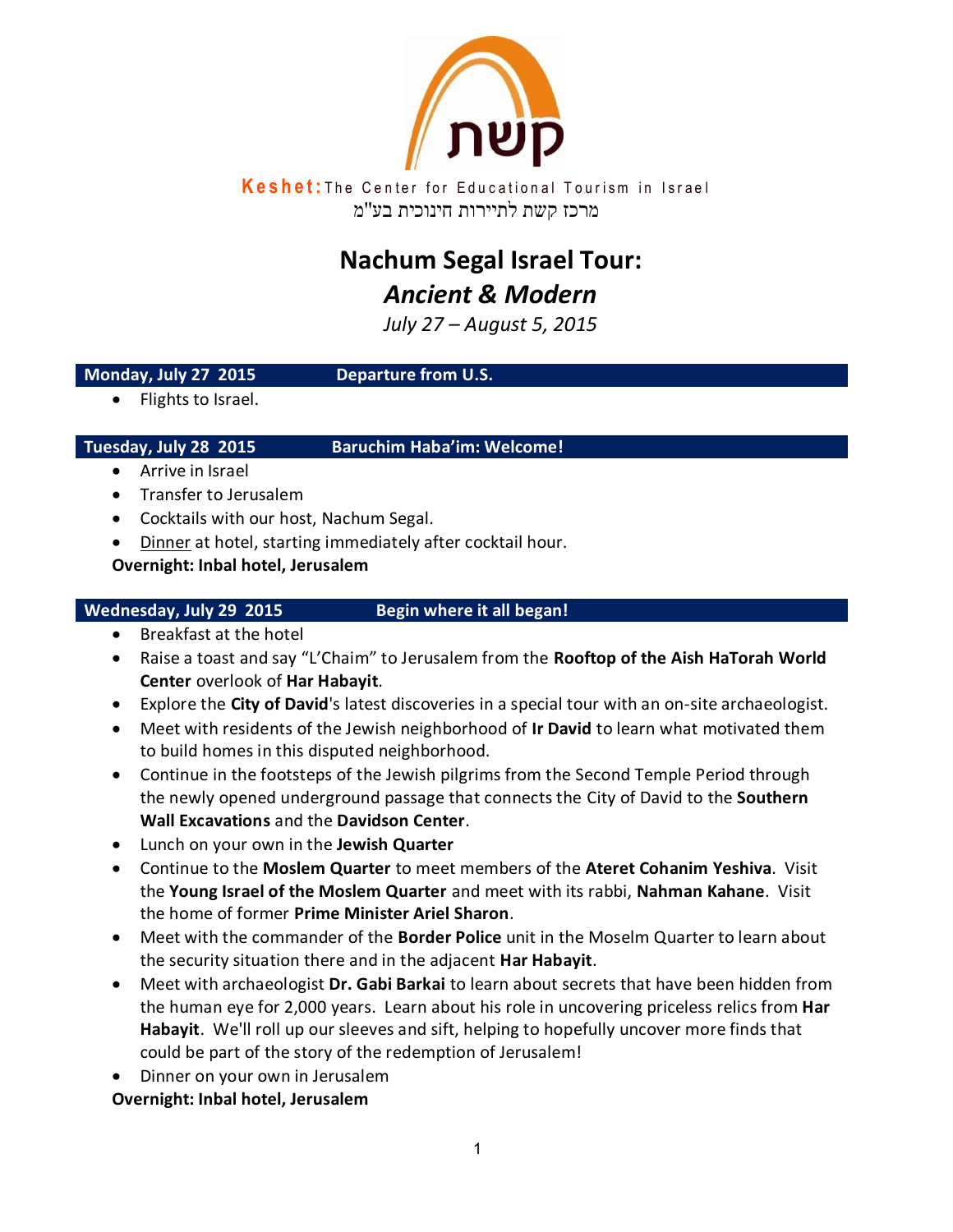קשת

**Keshet:** The Center for Educational Tourism in Israel

מרכז קשת לתיירות חינוכית בע"מ

# Nachum Segal Israel Tour:

## *Ancient & Modern*

*July 27 – August 5, 2015*

### Monday, July 27 2015 — Departure from U.S.

- Flights to Israel.

### Tuesday, July 28 2015 — Baruchim Haba'im: Welcome!

- Arrive in Israel
- Transfer to Jerusalem
- Cocktails with our host, Nachum Segal.
- Dinner at hotel, starting immediately after cocktail hour.

**Overnight: Inbal hotel, Jerusalem**

### Wednesday, July 29 2015 — Begin where it all began!

- Breakfast at the hotel
- Raise a toast and say "L'Chaim" to Jerusalem from the **Rooftop of the Aish HaTorah World Center** overlook of **Har Habayit**.
- Explore the **City of David**'s latest discoveries in a special tour with an on-site archaeologist.
- Meet with residents of the Jewish neighborhood of **Ir David** to learn what motivated them to build homes in this disputed neighborhood.
- Continue in the footsteps of the Jewish pilgrims from the Second Temple Period through the newly opened underground passage that connects the City of David to the **Southern Wall Excavations** and the **Davidson Center**.
- Lunch on your own in the **Jewish Quarter**
- Continue to the **Moslem Quarter** to meet members of the **Ateret Cohanim Yeshiva**. Visit the **Young Israel of the Moslem Quarter** and meet with its rabbi, **Nahman Kahane**. Visit the home of former **Prime Minister Ariel Sharon**.
- Meet with the commander of the **Border Police** unit in the Moselm Quarter to learn about the security situation there and in the adjacent **Har Habayit**.
- Meet with archaeologist **Dr. Gabi Barkai** to learn about secrets that have been hidden from the human eye for 2,000 years. Learn about his role in uncovering priceless relics from **Har Habayit**. We'll roll up our sleeves and sift, helping to hopefully uncover more finds that could be part of the story of the redemption of Jerusalem!
- Dinner on your own in Jerusalem

**Overnight: Inbal hotel, Jerusalem**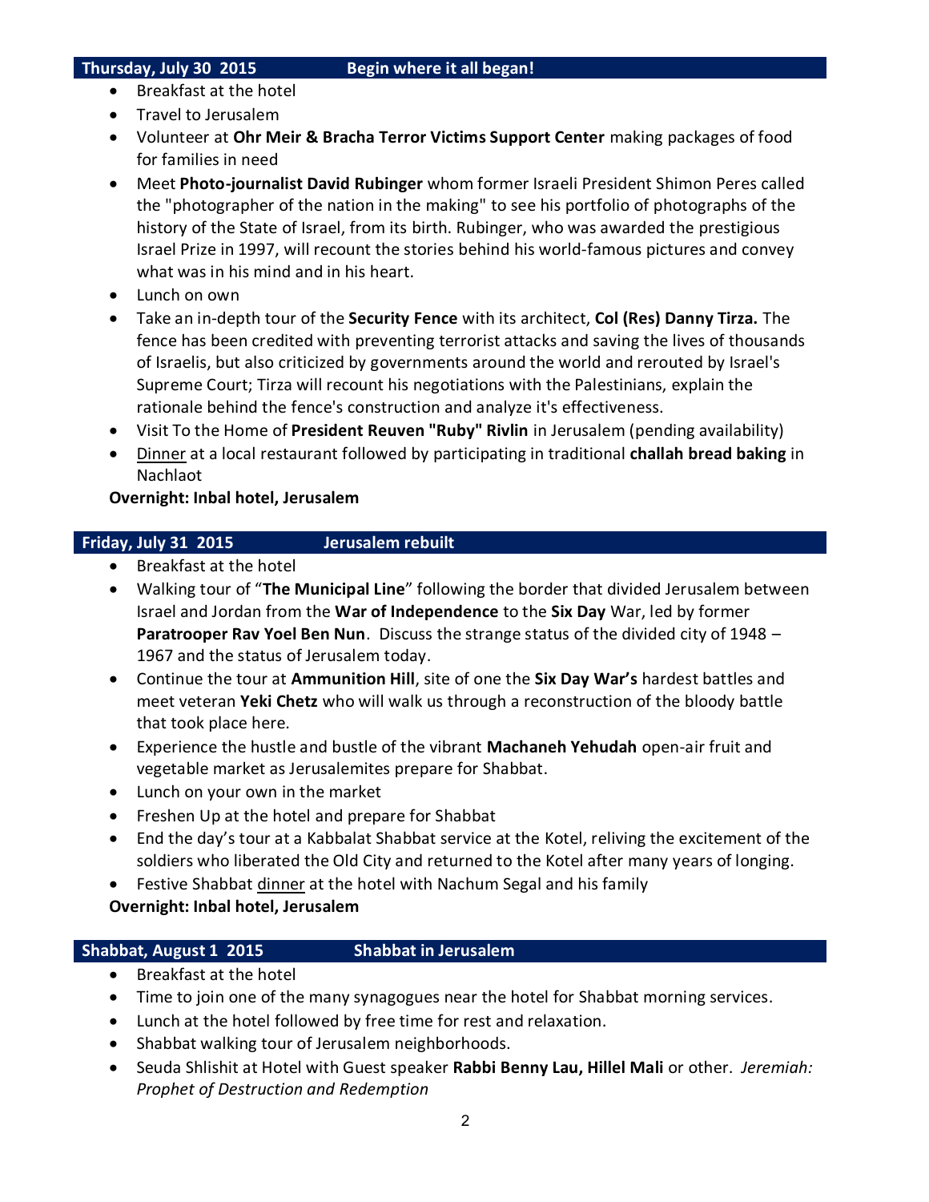## Thursday, July 30 2015 — Begin where it all began!

- Breakfast at the hotel
- Travel to Jerusalem
- Volunteer at **Ohr Meir & Bracha Terror Victims Support Center** making packages of food for families in need
- Meet **Photo-journalist David Rubinger** whom former Israeli President Shimon Peres called the "photographer of the nation in the making" to see his portfolio of photographs of the history of the State of Israel, from its birth. Rubinger, who was awarded the prestigious Israel Prize in 1997, will recount the stories behind his world-famous pictures and convey what was in his mind and in his heart.
- Lunch on own
- Take an in-depth tour of the **Security Fence** with its architect, **Col (Res) Danny Tirza.** The fence has been credited with preventing terrorist attacks and saving the lives of thousands of Israelis, but also criticized by governments around the world and rerouted by Israel's Supreme Court; Tirza will recount his negotiations with the Palestinians, explain the rationale behind the fence's construction and analyze it's effectiveness.
- Visit To the Home of **President Reuven "Ruby" Rivlin** in Jerusalem (pending availability)
- Dinner at a local restaurant followed by participating in traditional **challah bread baking** in Nachlaot

**Overnight: Inbal hotel, Jerusalem**

## Friday, July 31 2015 — Jerusalem rebuilt

- Breakfast at the hotel
- Walking tour of "**The Municipal Line**" following the border that divided Jerusalem between Israel and Jordan from the **War of Independence** to the **Six Day** War, led by former **Paratrooper Rav Yoel Ben Nun**. Discuss the strange status of the divided city of 1948 – 1967 and the status of Jerusalem today.
- Continue the tour at **Ammunition Hill**, site of one the **Six Day War's** hardest battles and meet veteran **Yeki Chetz** who will walk us through a reconstruction of the bloody battle that took place here.
- Experience the hustle and bustle of the vibrant **Machaneh Yehudah** open-air fruit and vegetable market as Jerusalemites prepare for Shabbat.
- Lunch on your own in the market
- Freshen Up at the hotel and prepare for Shabbat
- End the day's tour at a Kabbalat Shabbat service at the Kotel, reliving the excitement of the soldiers who liberated the Old City and returned to the Kotel after many years of longing.
- Festive Shabbat dinner at the hotel with Nachum Segal and his family

**Overnight: Inbal hotel, Jerusalem**

## Shabbat, August 1 2015 — Shabbat in Jerusalem

- Breakfast at the hotel
- Time to join one of the many synagogues near the hotel for Shabbat morning services.
- Lunch at the hotel followed by free time for rest and relaxation.
- Shabbat walking tour of Jerusalem neighborhoods.
- Seuda Shlishit at Hotel with Guest speaker **Rabbi Benny Lau, Hillel Mali** or other. *Jeremiah: Prophet of Destruction and Redemption*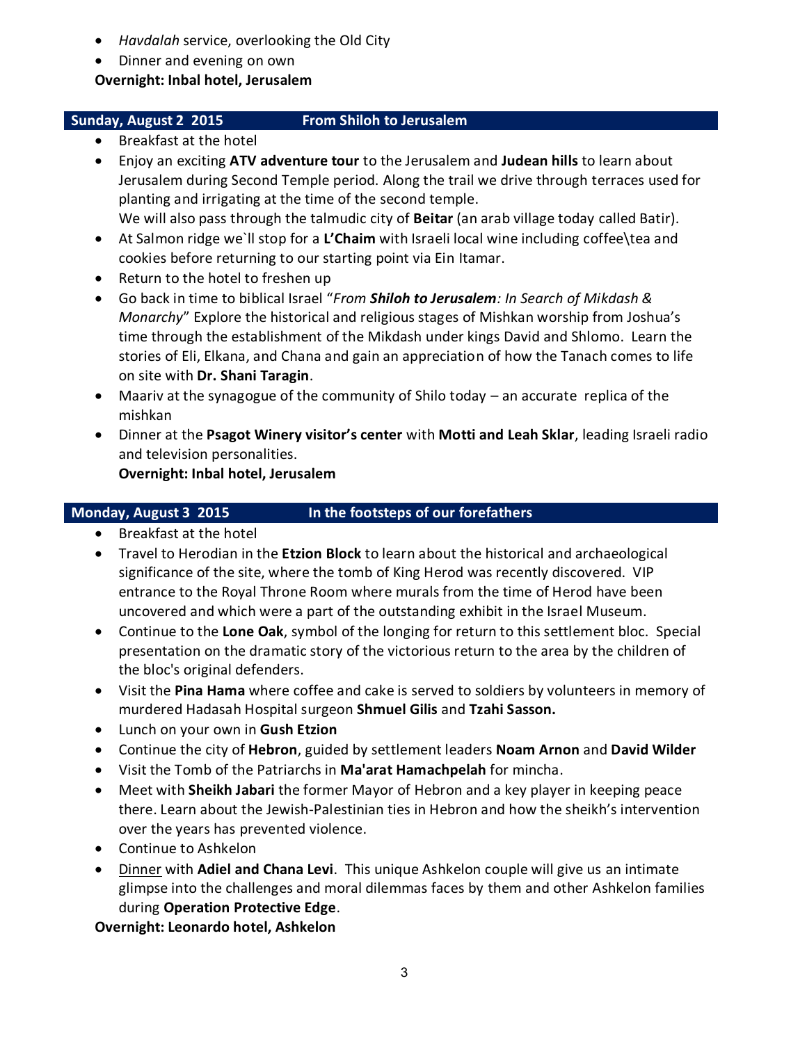- *Havdalah* service, overlooking the Old City
- Dinner and evening on own

**Overnight: Inbal hotel, Jerusalem**

## Sunday, August 2 2015 — From Shiloh to Jerusalem

- Breakfast at the hotel
- Enjoy an exciting **ATV adventure tour** to the Jerusalem and **Judean hills** to learn about Jerusalem during Second Temple period. Along the trail we drive through terraces used for planting and irrigating at the time of the second temple.
  We will also pass through the talmudic city of **Beitar** (an arab village today called Batir).
- At Salmon ridge we`ll stop for a **L'Chaim** with Israeli local wine including coffee\tea and cookies before returning to our starting point via Ein Itamar.
- Return to the hotel to freshen up
- Go back in time to biblical Israel "*From **Shiloh to Jerusalem**: In Search of Mikdash & Monarchy*" Explore the historical and religious stages of Mishkan worship from Joshua's time through the establishment of the Mikdash under kings David and Shlomo. Learn the stories of Eli, Elkana, and Chana and gain an appreciation of how the Tanach comes to life on site with **Dr. Shani Taragin**.
- Maariv at the synagogue of the community of Shilo today – an accurate replica of the mishkan
- Dinner at the **Psagot Winery visitor's center** with **Motti and Leah Sklar**, leading Israeli radio and television personalities.

  **Overnight: Inbal hotel, Jerusalem**

## Monday, August 3 2015 — In the footsteps of our forefathers

- Breakfast at the hotel
- Travel to Herodian in the **Etzion Block** to learn about the historical and archaeological significance of the site, where the tomb of King Herod was recently discovered. VIP entrance to the Royal Throne Room where murals from the time of Herod have been uncovered and which were a part of the outstanding exhibit in the Israel Museum.
- Continue to the **Lone Oak**, symbol of the longing for return to this settlement bloc. Special presentation on the dramatic story of the victorious return to the area by the children of the bloc's original defenders.
- Visit the **Pina Hama** where coffee and cake is served to soldiers by volunteers in memory of murdered Hadasah Hospital surgeon **Shmuel Gilis** and **Tzahi Sasson.**
- Lunch on your own in **Gush Etzion**
- Continue the city of **Hebron**, guided by settlement leaders **Noam Arnon** and **David Wilder**
- Visit the Tomb of the Patriarchs in **Ma'arat Hamachpelah** for mincha.
- Meet with **Sheikh Jabari** the former Mayor of Hebron and a key player in keeping peace there. Learn about the Jewish-Palestinian ties in Hebron and how the sheikh's intervention over the years has prevented violence.
- Continue to Ashkelon
- Dinner with **Adiel and Chana Levi**. This unique Ashkelon couple will give us an intimate glimpse into the challenges and moral dilemmas faces by them and other Ashkelon families during **Operation Protective Edge**.

**Overnight: Leonardo hotel, Ashkelon**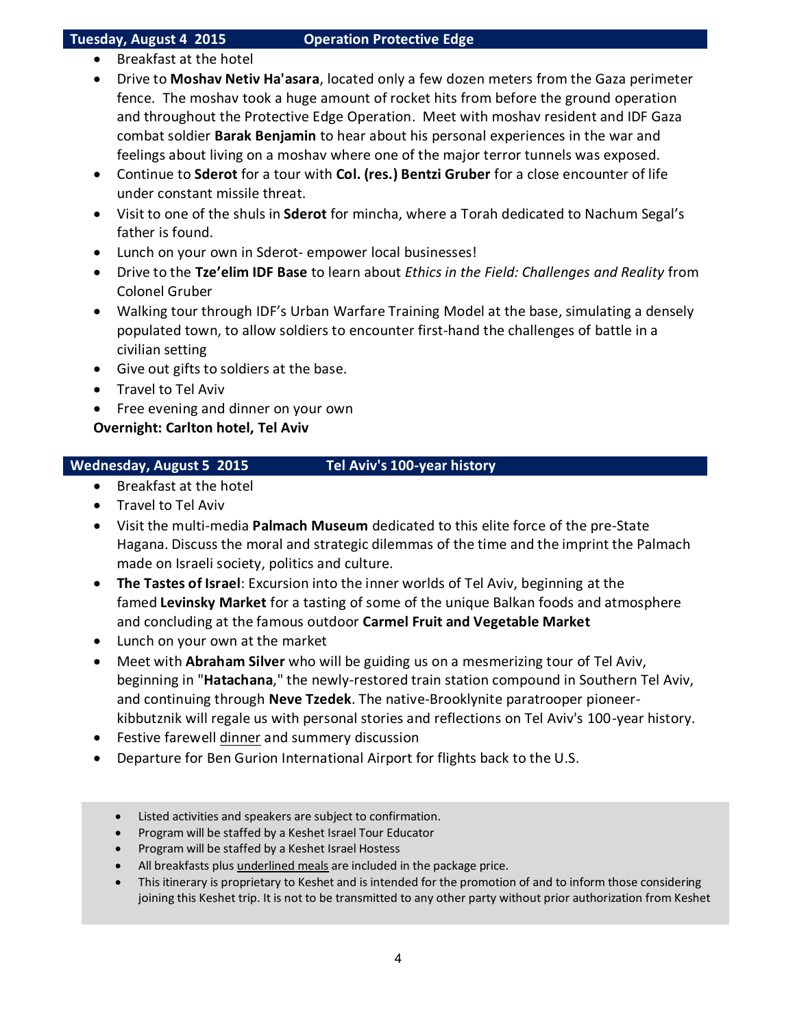## Tuesday, August 4 2015 — Operation Protective Edge

- Breakfast at the hotel
- Drive to **Moshav Netiv Ha'asara**, located only a few dozen meters from the Gaza perimeter fence. The moshav took a huge amount of rocket hits from before the ground operation and throughout the Protective Edge Operation. Meet with moshav resident and IDF Gaza combat soldier **Barak Benjamin** to hear about his personal experiences in the war and feelings about living on a moshav where one of the major terror tunnels was exposed.
- Continue to **Sderot** for a tour with **Col. (res.) Bentzi Gruber** for a close encounter of life under constant missile threat.
- Visit to one of the shuls in **Sderot** for mincha, where a Torah dedicated to Nachum Segal's father is found.
- Lunch on your own in Sderot- empower local businesses!
- Drive to the **Tze'elim IDF Base** to learn about *Ethics in the Field: Challenges and Reality* from Colonel Gruber
- Walking tour through IDF's Urban Warfare Training Model at the base, simulating a densely populated town, to allow soldiers to encounter first-hand the challenges of battle in a civilian setting
- Give out gifts to soldiers at the base.
- Travel to Tel Aviv
- Free evening and dinner on your own

**Overnight: Carlton hotel, Tel Aviv**

## Wednesday, August 5 2015 — Tel Aviv's 100-year history

- Breakfast at the hotel
- Travel to Tel Aviv
- Visit the multi-media **Palmach Museum** dedicated to this elite force of the pre-State Hagana. Discuss the moral and strategic dilemmas of the time and the imprint the Palmach made on Israeli society, politics and culture.
- **The Tastes of Israel**: Excursion into the inner worlds of Tel Aviv, beginning at the famed **Levinsky Market** for a tasting of some of the unique Balkan foods and atmosphere and concluding at the famous outdoor **Carmel Fruit and Vegetable Market**
- Lunch on your own at the market
- Meet with **Abraham Silver** who will be guiding us on a mesmerizing tour of Tel Aviv, beginning in "**Hatachana**," the newly-restored train station compound in Southern Tel Aviv, and continuing through **Neve Tzedek**. The native-Brooklynite paratrooper pioneer-kibbutznik will regale us with personal stories and reflections on Tel Aviv's 100-year history.
- Festive farewell <u>dinner</u> and summery discussion
- Departure for Ben Gurion International Airport for flights back to the U.S.

---

- Listed activities and speakers are subject to confirmation.
- Program will be staffed by a Keshet Israel Tour Educator
- Program will be staffed by a Keshet Israel Hostess
- All breakfasts plus <u>underlined meals</u> are included in the package price.
- This itinerary is proprietary to Keshet and is intended for the promotion of and to inform those considering joining this Keshet trip. It is not to be transmitted to any other party without prior authorization from Keshet